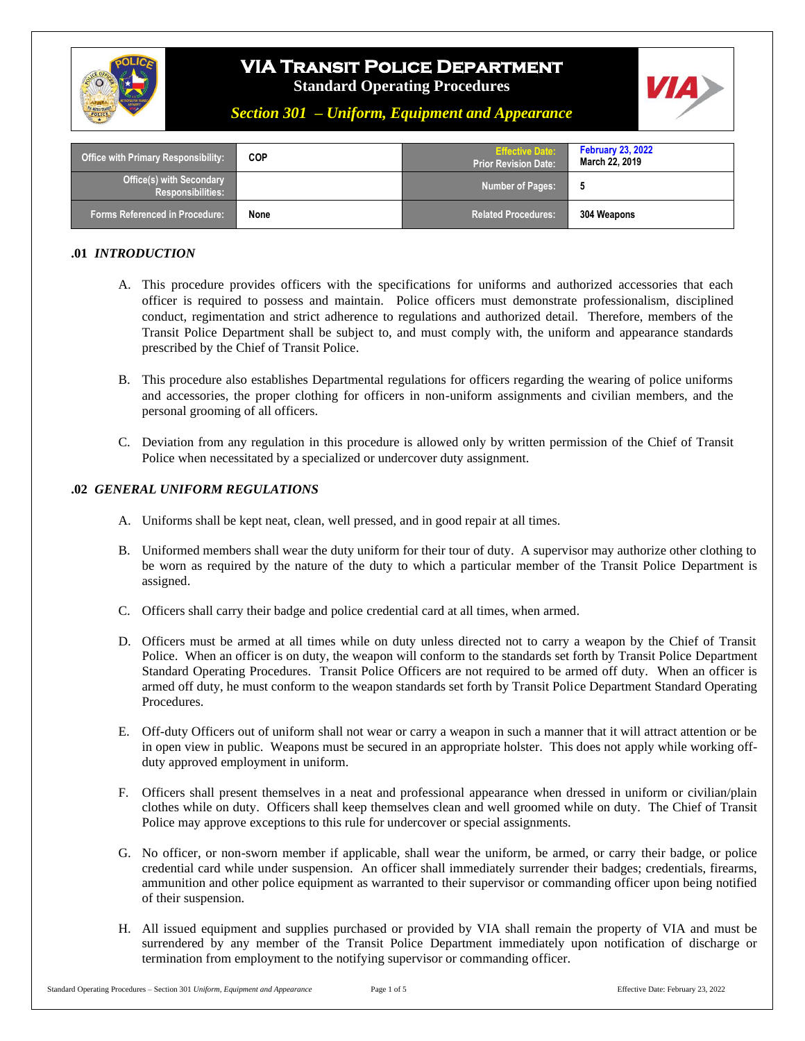# VIA Transit Police Department

**Standard Operating Procedures**

***Section 301 – Uniform, Equipment and Appearance***

| Office with Primary Responsibility: | COP | Effective Date: Prior Revision Date: | February 23, 2022 March 22, 2019 |
|---|---|---|---|
| Office(s) with Secondary Responsibilities: | | Number of Pages: | 5 |
| Forms Referenced in Procedure: | None | Related Procedures: | 304 Weapons |

## .01 *INTRODUCTION*

A. This procedure provides officers with the specifications for uniforms and authorized accessories that each officer is required to possess and maintain. Police officers must demonstrate professionalism, disciplined conduct, regimentation and strict adherence to regulations and authorized detail. Therefore, members of the Transit Police Department shall be subject to, and must comply with, the uniform and appearance standards prescribed by the Chief of Transit Police.

B. This procedure also establishes Departmental regulations for officers regarding the wearing of police uniforms and accessories, the proper clothing for officers in non-uniform assignments and civilian members, and the personal grooming of all officers.

C. Deviation from any regulation in this procedure is allowed only by written permission of the Chief of Transit Police when necessitated by a specialized or undercover duty assignment.

## .02 *GENERAL UNIFORM REGULATIONS*

A. Uniforms shall be kept neat, clean, well pressed, and in good repair at all times.

B. Uniformed members shall wear the duty uniform for their tour of duty. A supervisor may authorize other clothing to be worn as required by the nature of the duty to which a particular member of the Transit Police Department is assigned.

C. Officers shall carry their badge and police credential card at all times, when armed.

D. Officers must be armed at all times while on duty unless directed not to carry a weapon by the Chief of Transit Police. When an officer is on duty, the weapon will conform to the standards set forth by Transit Police Department Standard Operating Procedures. Transit Police Officers are not required to be armed off duty. When an officer is armed off duty, he must conform to the weapon standards set forth by Transit Police Department Standard Operating Procedures.

E. Off-duty Officers out of uniform shall not wear or carry a weapon in such a manner that it will attract attention or be in open view in public. Weapons must be secured in an appropriate holster. This does not apply while working off-duty approved employment in uniform.

F. Officers shall present themselves in a neat and professional appearance when dressed in uniform or civilian/plain clothes while on duty. Officers shall keep themselves clean and well groomed while on duty. The Chief of Transit Police may approve exceptions to this rule for undercover or special assignments.

G. No officer, or non-sworn member if applicable, shall wear the uniform, be armed, or carry their badge, or police credential card while under suspension. An officer shall immediately surrender their badges; credentials, firearms, ammunition and other police equipment as warranted to their supervisor or commanding officer upon being notified of their suspension.

H. All issued equipment and supplies purchased or provided by VIA shall remain the property of VIA and must be surrendered by any member of the Transit Police Department immediately upon notification of discharge or termination from employment to the notifying supervisor or commanding officer.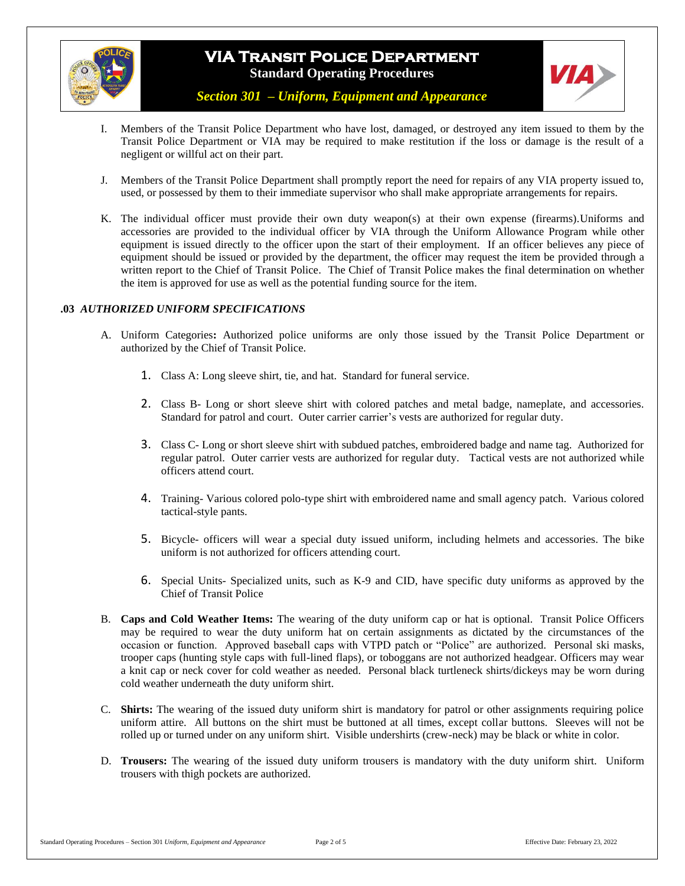I. Members of the Transit Police Department who have lost, damaged, or destroyed any item issued to them by the Transit Police Department or VIA may be required to make restitution if the loss or damage is the result of a negligent or willful act on their part.

J. Members of the Transit Police Department shall promptly report the need for repairs of any VIA property issued to, used, or possessed by them to their immediate supervisor who shall make appropriate arrangements for repairs.

K. The individual officer must provide their own duty weapon(s) at their own expense (firearms).Uniforms and accessories are provided to the individual officer by VIA through the Uniform Allowance Program while other equipment is issued directly to the officer upon the start of their employment. If an officer believes any piece of equipment should be issued or provided by the department, the officer may request the item be provided through a written report to the Chief of Transit Police. The Chief of Transit Police makes the final determination on whether the item is approved for use as well as the potential funding source for the item.

### .03 *AUTHORIZED UNIFORM SPECIFICATIONS*

A. Uniform Categories**:** Authorized police uniforms are only those issued by the Transit Police Department or authorized by the Chief of Transit Police.

1. Class A: Long sleeve shirt, tie, and hat. Standard for funeral service.
2. Class B- Long or short sleeve shirt with colored patches and metal badge, nameplate, and accessories. Standard for patrol and court. Outer carrier carrier's vests are authorized for regular duty.
3. Class C- Long or short sleeve shirt with subdued patches, embroidered badge and name tag. Authorized for regular patrol. Outer carrier vests are authorized for regular duty. Tactical vests are not authorized while officers attend court.
4. Training- Various colored polo-type shirt with embroidered name and small agency patch. Various colored tactical-style pants.
5. Bicycle- officers will wear a special duty issued uniform, including helmets and accessories. The bike uniform is not authorized for officers attending court.
6. Special Units- Specialized units, such as K-9 and CID, have specific duty uniforms as approved by the Chief of Transit Police

B. **Caps and Cold Weather Items:** The wearing of the duty uniform cap or hat is optional. Transit Police Officers may be required to wear the duty uniform hat on certain assignments as dictated by the circumstances of the occasion or function. Approved baseball caps with VTPD patch or "Police" are authorized. Personal ski masks, trooper caps (hunting style caps with full-lined flaps), or toboggans are not authorized headgear. Officers may wear a knit cap or neck cover for cold weather as needed. Personal black turtleneck shirts/dickeys may be worn during cold weather underneath the duty uniform shirt.

C. **Shirts:** The wearing of the issued duty uniform shirt is mandatory for patrol or other assignments requiring police uniform attire. All buttons on the shirt must be buttoned at all times, except collar buttons. Sleeves will not be rolled up or turned under on any uniform shirt. Visible undershirts (crew-neck) may be black or white in color.

D. **Trousers:** The wearing of the issued duty uniform trousers is mandatory with the duty uniform shirt. Uniform trousers with thigh pockets are authorized.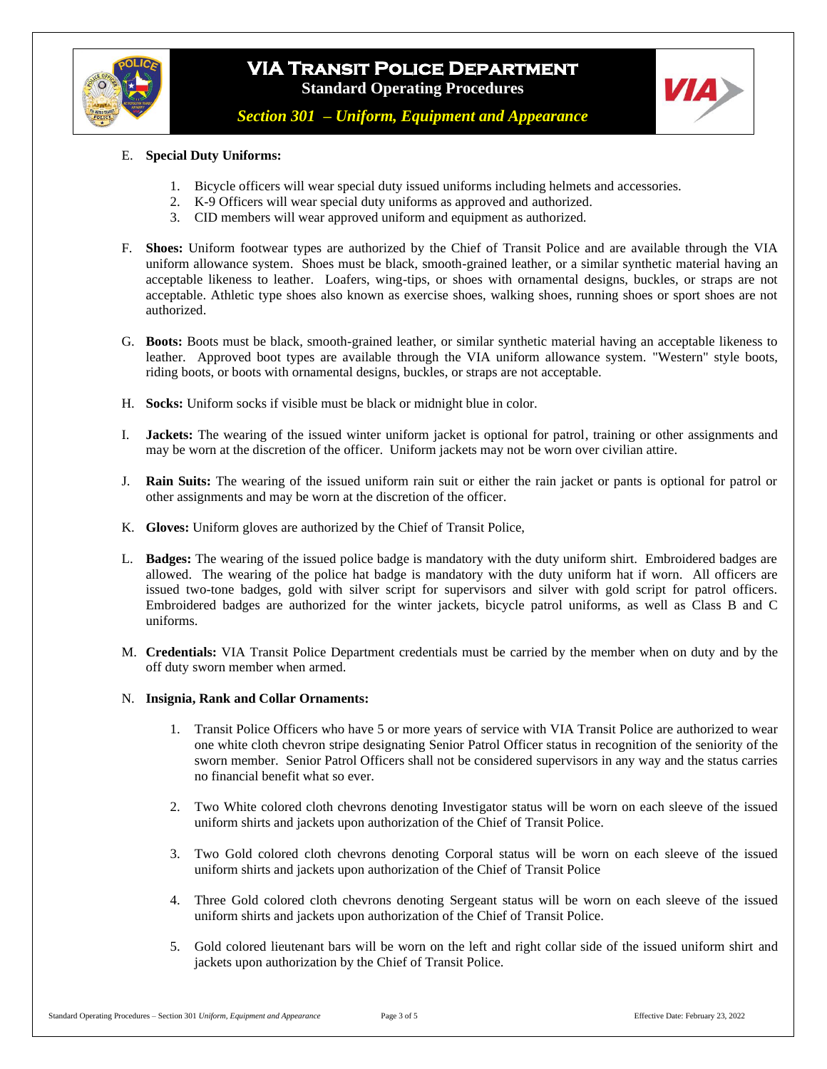E. **Special Duty Uniforms:**

1. Bicycle officers will wear special duty issued uniforms including helmets and accessories.
2. K-9 Officers will wear special duty uniforms as approved and authorized.
3. CID members will wear approved uniform and equipment as authorized.

F. **Shoes:** Uniform footwear types are authorized by the Chief of Transit Police and are available through the VIA uniform allowance system. Shoes must be black, smooth-grained leather, or a similar synthetic material having an acceptable likeness to leather. Loafers, wing-tips, or shoes with ornamental designs, buckles, or straps are not acceptable. Athletic type shoes also known as exercise shoes, walking shoes, running shoes or sport shoes are not authorized.

G. **Boots:** Boots must be black, smooth-grained leather, or similar synthetic material having an acceptable likeness to leather. Approved boot types are available through the VIA uniform allowance system. "Western" style boots, riding boots, or boots with ornamental designs, buckles, or straps are not acceptable.

H. **Socks:** Uniform socks if visible must be black or midnight blue in color.

I. **Jackets:** The wearing of the issued winter uniform jacket is optional for patrol, training or other assignments and may be worn at the discretion of the officer. Uniform jackets may not be worn over civilian attire.

J. **Rain Suits:** The wearing of the issued uniform rain suit or either the rain jacket or pants is optional for patrol or other assignments and may be worn at the discretion of the officer.

K. **Gloves:** Uniform gloves are authorized by the Chief of Transit Police,

L. **Badges:** The wearing of the issued police badge is mandatory with the duty uniform shirt. Embroidered badges are allowed. The wearing of the police hat badge is mandatory with the duty uniform hat if worn. All officers are issued two-tone badges, gold with silver script for supervisors and silver with gold script for patrol officers. Embroidered badges are authorized for the winter jackets, bicycle patrol uniforms, as well as Class B and C uniforms.

M. **Credentials:** VIA Transit Police Department credentials must be carried by the member when on duty and by the off duty sworn member when armed.

N. **Insignia, Rank and Collar Ornaments:**

1. Transit Police Officers who have 5 or more years of service with VIA Transit Police are authorized to wear one white cloth chevron stripe designating Senior Patrol Officer status in recognition of the seniority of the sworn member. Senior Patrol Officers shall not be considered supervisors in any way and the status carries no financial benefit what so ever.

2. Two White colored cloth chevrons denoting Investigator status will be worn on each sleeve of the issued uniform shirts and jackets upon authorization of the Chief of Transit Police.

3. Two Gold colored cloth chevrons denoting Corporal status will be worn on each sleeve of the issued uniform shirts and jackets upon authorization of the Chief of Transit Police

4. Three Gold colored cloth chevrons denoting Sergeant status will be worn on each sleeve of the issued uniform shirts and jackets upon authorization of the Chief of Transit Police.

5. Gold colored lieutenant bars will be worn on the left and right collar side of the issued uniform shirt and jackets upon authorization by the Chief of Transit Police.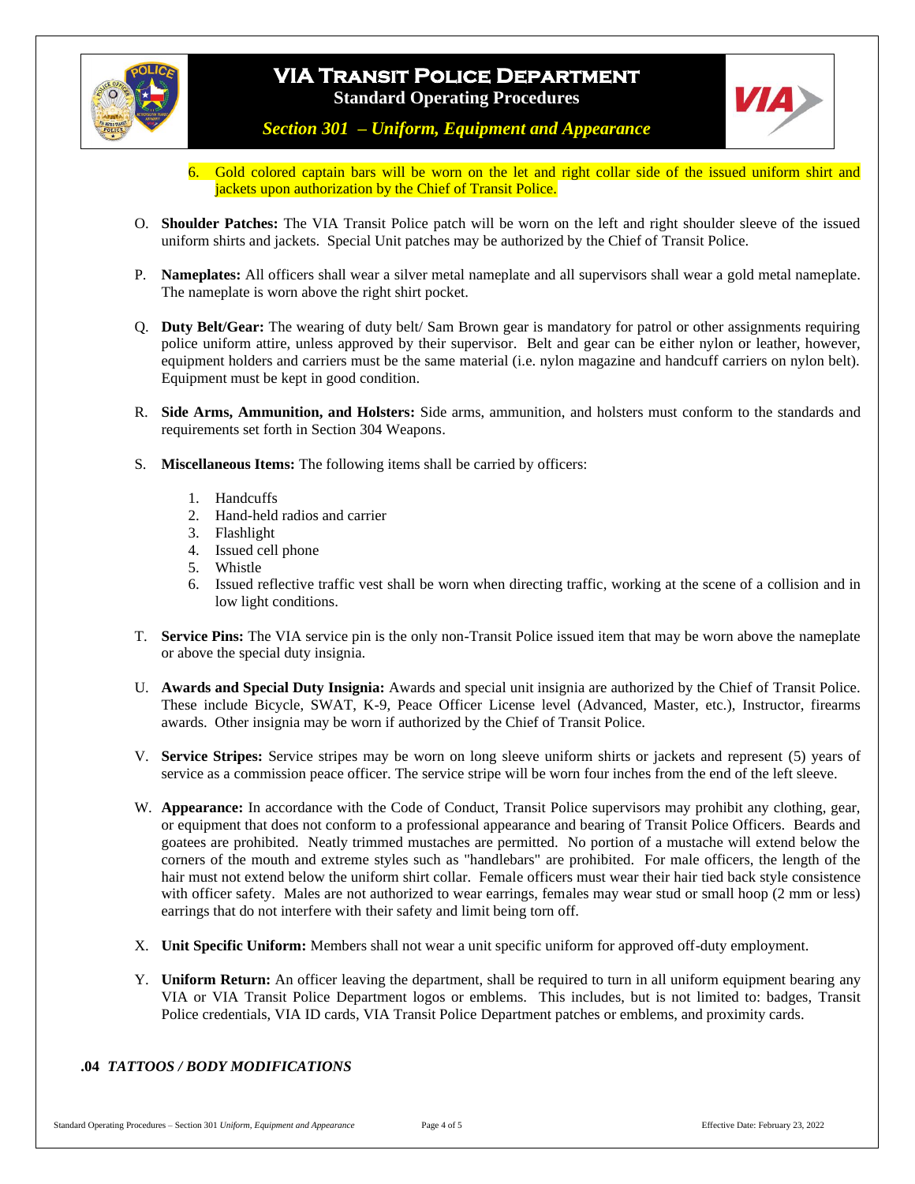6. Gold colored captain bars will be worn on the let and right collar side of the issued uniform shirt and jackets upon authorization by the Chief of Transit Police.

O. **Shoulder Patches:** The VIA Transit Police patch will be worn on the left and right shoulder sleeve of the issued uniform shirts and jackets. Special Unit patches may be authorized by the Chief of Transit Police.

P. **Nameplates:** All officers shall wear a silver metal nameplate and all supervisors shall wear a gold metal nameplate. The nameplate is worn above the right shirt pocket.

Q. **Duty Belt/Gear:** The wearing of duty belt/ Sam Brown gear is mandatory for patrol or other assignments requiring police uniform attire, unless approved by their supervisor. Belt and gear can be either nylon or leather, however, equipment holders and carriers must be the same material (i.e. nylon magazine and handcuff carriers on nylon belt). Equipment must be kept in good condition.

R. **Side Arms, Ammunition, and Holsters:** Side arms, ammunition, and holsters must conform to the standards and requirements set forth in Section 304 Weapons.

S. **Miscellaneous Items:** The following items shall be carried by officers:

1. Handcuffs
2. Hand-held radios and carrier
3. Flashlight
4. Issued cell phone
5. Whistle
6. Issued reflective traffic vest shall be worn when directing traffic, working at the scene of a collision and in low light conditions.

T. **Service Pins:** The VIA service pin is the only non-Transit Police issued item that may be worn above the nameplate or above the special duty insignia.

U. **Awards and Special Duty Insignia:** Awards and special unit insignia are authorized by the Chief of Transit Police. These include Bicycle, SWAT, K-9, Peace Officer License level (Advanced, Master, etc.), Instructor, firearms awards. Other insignia may be worn if authorized by the Chief of Transit Police.

V. **Service Stripes:** Service stripes may be worn on long sleeve uniform shirts or jackets and represent (5) years of service as a commission peace officer. The service stripe will be worn four inches from the end of the left sleeve.

W. **Appearance:** In accordance with the Code of Conduct, Transit Police supervisors may prohibit any clothing, gear, or equipment that does not conform to a professional appearance and bearing of Transit Police Officers. Beards and goatees are prohibited. Neatly trimmed mustaches are permitted. No portion of a mustache will extend below the corners of the mouth and extreme styles such as "handlebars" are prohibited. For male officers, the length of the hair must not extend below the uniform shirt collar. Female officers must wear their hair tied back style consistence with officer safety. Males are not authorized to wear earrings, females may wear stud or small hoop (2 mm or less) earrings that do not interfere with their safety and limit being torn off.

X. **Unit Specific Uniform:** Members shall not wear a unit specific uniform for approved off-duty employment.

Y. **Uniform Return:** An officer leaving the department, shall be required to turn in all uniform equipment bearing any VIA or VIA Transit Police Department logos or emblems. This includes, but is not limited to: badges, Transit Police credentials, VIA ID cards, VIA Transit Police Department patches or emblems, and proximity cards.

## .04 *TATTOOS / BODY MODIFICATIONS*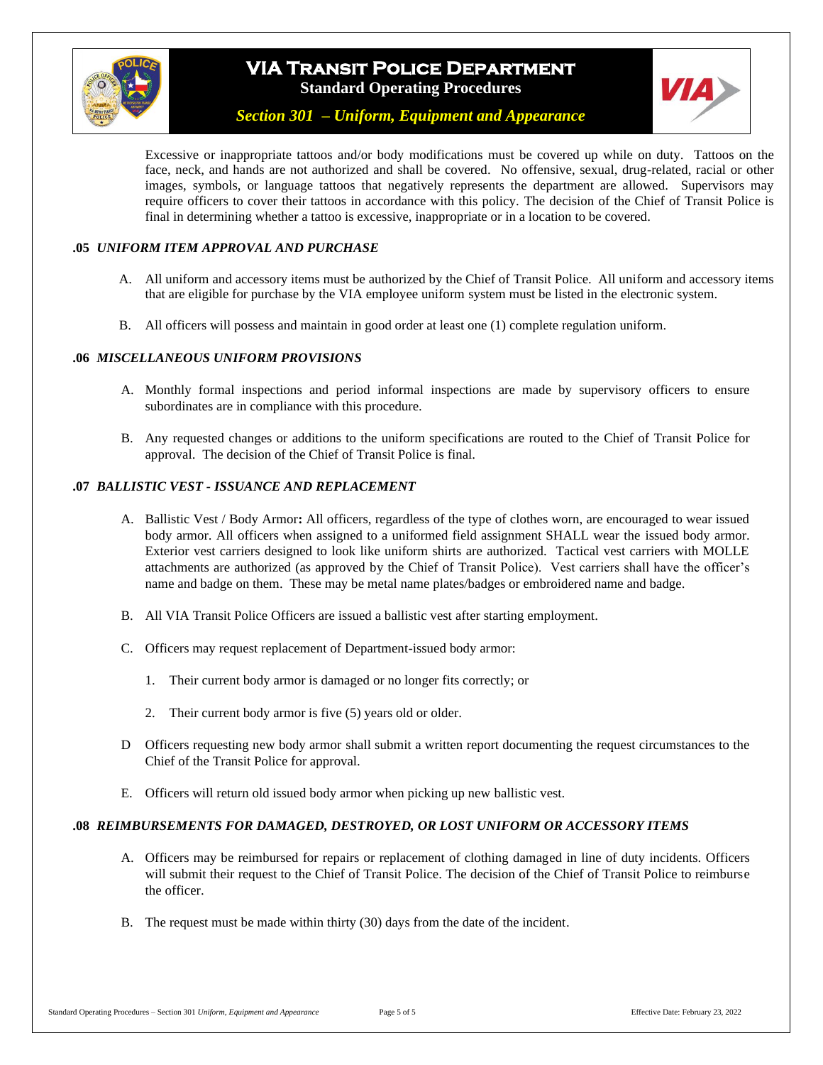Excessive or inappropriate tattoos and/or body modifications must be covered up while on duty. Tattoos on the face, neck, and hands are not authorized and shall be covered. No offensive, sexual, drug-related, racial or other images, symbols, or language tattoos that negatively represents the department are allowed. Supervisors may require officers to cover their tattoos in accordance with this policy. The decision of the Chief of Transit Police is final in determining whether a tattoo is excessive, inappropriate or in a location to be covered.

### .05 *UNIFORM ITEM APPROVAL AND PURCHASE*

A. All uniform and accessory items must be authorized by the Chief of Transit Police. All uniform and accessory items that are eligible for purchase by the VIA employee uniform system must be listed in the electronic system.

B. All officers will possess and maintain in good order at least one (1) complete regulation uniform.

### .06 *MISCELLANEOUS UNIFORM PROVISIONS*

A. Monthly formal inspections and period informal inspections are made by supervisory officers to ensure subordinates are in compliance with this procedure.

B. Any requested changes or additions to the uniform specifications are routed to the Chief of Transit Police for approval. The decision of the Chief of Transit Police is final.

### .07 *BALLISTIC VEST - ISSUANCE AND REPLACEMENT*

A. Ballistic Vest / Body Armor**:** All officers, regardless of the type of clothes worn, are encouraged to wear issued body armor. All officers when assigned to a uniformed field assignment SHALL wear the issued body armor. Exterior vest carriers designed to look like uniform shirts are authorized. Tactical vest carriers with MOLLE attachments are authorized (as approved by the Chief of Transit Police). Vest carriers shall have the officer's name and badge on them. These may be metal name plates/badges or embroidered name and badge.

B. All VIA Transit Police Officers are issued a ballistic vest after starting employment.

C. Officers may request replacement of Department-issued body armor:

   1. Their current body armor is damaged or no longer fits correctly; or

   2. Their current body armor is five (5) years old or older.

D Officers requesting new body armor shall submit a written report documenting the request circumstances to the Chief of the Transit Police for approval.

E. Officers will return old issued body armor when picking up new ballistic vest.

### .08 *REIMBURSEMENTS FOR DAMAGED, DESTROYED, OR LOST UNIFORM OR ACCESSORY ITEMS*

A. Officers may be reimbursed for repairs or replacement of clothing damaged in line of duty incidents. Officers will submit their request to the Chief of Transit Police. The decision of the Chief of Transit Police to reimburse the officer.

B. The request must be made within thirty (30) days from the date of the incident.